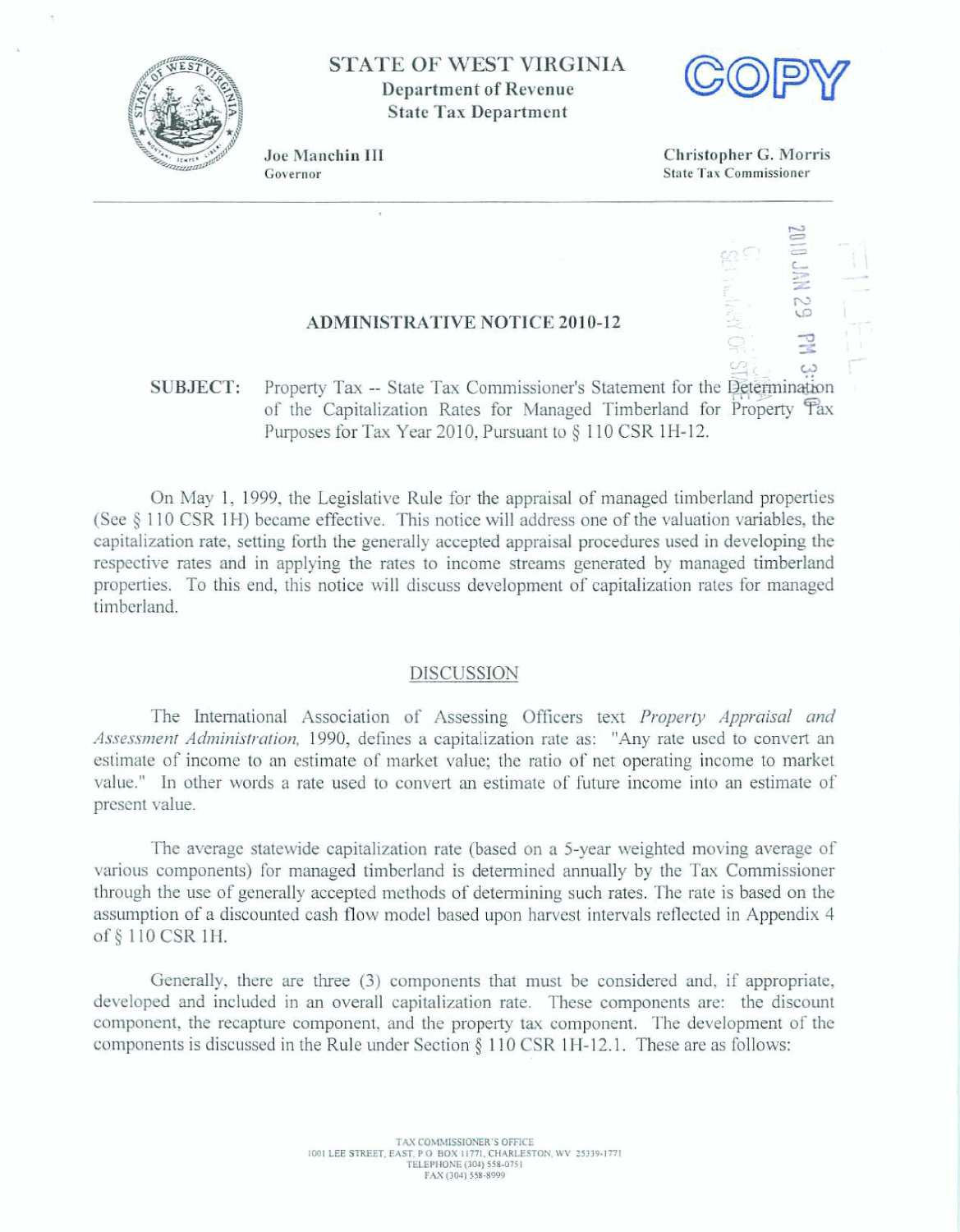# STATE OF WEST VIRGINIA

**Department of Revenue**
**State Tax Department**

COPY

**Joe Manchin III**
Governor

**Christopher G. Morris**
State Tax Commissioner

2010 JAN 29 PM 3:

## ADMINISTRATIVE NOTICE 2010-12

**SUBJECT:** Property Tax -- State Tax Commissioner's Statement for the Determination of the Capitalization Rates for Managed Timberland for Property Tax Purposes for Tax Year 2010, Pursuant to § 110 CSR 1H-12.

On May 1, 1999, the Legislative Rule for the appraisal of managed timberland properties (See § 110 CSR 1H) became effective. This notice will address one of the valuation variables, the capitalization rate, setting forth the generally accepted appraisal procedures used in developing the respective rates and in applying the rates to income streams generated by managed timberland properties. To this end, this notice will discuss development of capitalization rates for managed timberland.

### DISCUSSION

The International Association of Assessing Officers text *Property Appraisal and Assessment Administration*, 1990, defines a capitalization rate as: "Any rate used to convert an estimate of income to an estimate of market value; the ratio of net operating income to market value." In other words a rate used to convert an estimate of future income into an estimate of present value.

The average statewide capitalization rate (based on a 5-year weighted moving average of various components) for managed timberland is determined annually by the Tax Commissioner through the use of generally accepted methods of determining such rates. The rate is based on the assumption of a discounted cash flow model based upon harvest intervals reflected in Appendix 4 of § 110 CSR 1H.

Generally, there are three (3) components that must be considered and, if appropriate, developed and included in an overall capitalization rate. These components are: the discount component, the recapture component, and the property tax component. The development of the components is discussed in the Rule under Section § 110 CSR 1H-12.1. These are as follows:

TAX COMMISSIONER'S OFFICE
1001 LEE STREET, EAST, P.O. BOX 11771, CHARLESTON, WV 25339-1771
TELEPHONE (304) 558-0751
FAX (304) 558-8999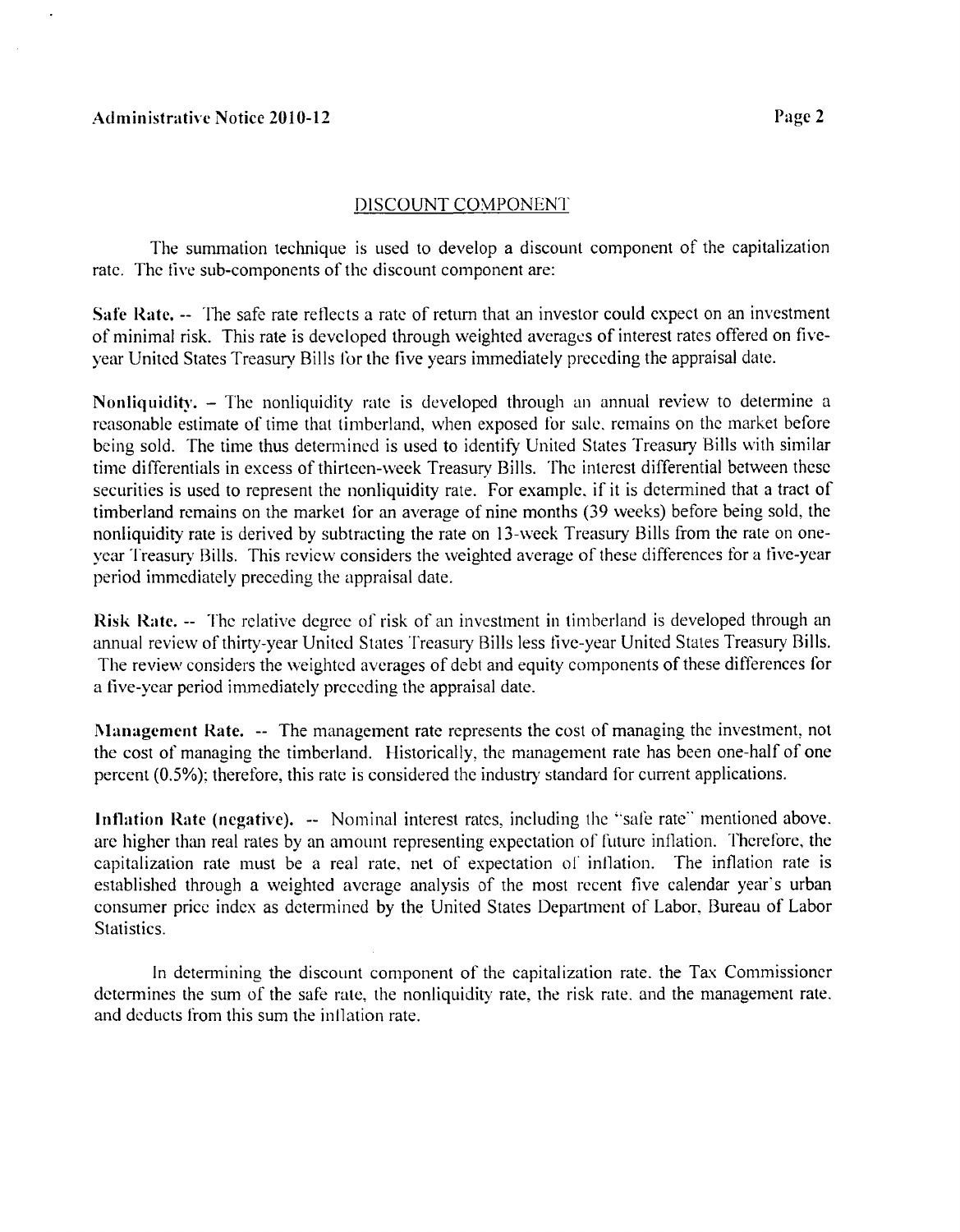## DISCOUNT COMPONENT

The summation technique is used to develop a discount component of the capitalization rate. The five sub-components of the discount component are:

**Safe Rate.** -- The safe rate reflects a rate of return that an investor could expect on an investment of minimal risk. This rate is developed through weighted averages of interest rates offered on five-year United States Treasury Bills for the five years immediately preceding the appraisal date.

**Nonliquidity.** – The nonliquidity rate is developed through an annual review to determine a reasonable estimate of time that timberland, when exposed for sale, remains on the market before being sold. The time thus determined is used to identify United States Treasury Bills with similar time differentials in excess of thirteen-week Treasury Bills. The interest differential between these securities is used to represent the nonliquidity rate. For example, if it is determined that a tract of timberland remains on the market for an average of nine months (39 weeks) before being sold, the nonliquidity rate is derived by subtracting the rate on 13-week Treasury Bills from the rate on one-year Treasury Bills. This review considers the weighted average of these differences for a five-year period immediately preceding the appraisal date.

**Risk Rate.** -- The relative degree of risk of an investment in timberland is developed through an annual review of thirty-year United States Treasury Bills less five-year United States Treasury Bills. The review considers the weighted averages of debt and equity components of these differences for a five-year period immediately preceding the appraisal date.

**Management Rate.** -- The management rate represents the cost of managing the investment, not the cost of managing the timberland. Historically, the management rate has been one-half of one percent (0.5%); therefore, this rate is considered the industry standard for current applications.

**Inflation Rate (negative).** -- Nominal interest rates, including the "safe rate" mentioned above, are higher than real rates by an amount representing expectation of future inflation. Therefore, the capitalization rate must be a real rate, net of expectation of inflation. The inflation rate is established through a weighted average analysis of the most recent five calendar year's urban consumer price index as determined by the United States Department of Labor, Bureau of Labor Statistics.

In determining the discount component of the capitalization rate, the Tax Commissioner determines the sum of the safe rate, the nonliquidity rate, the risk rate, and the management rate, and deducts from this sum the inflation rate.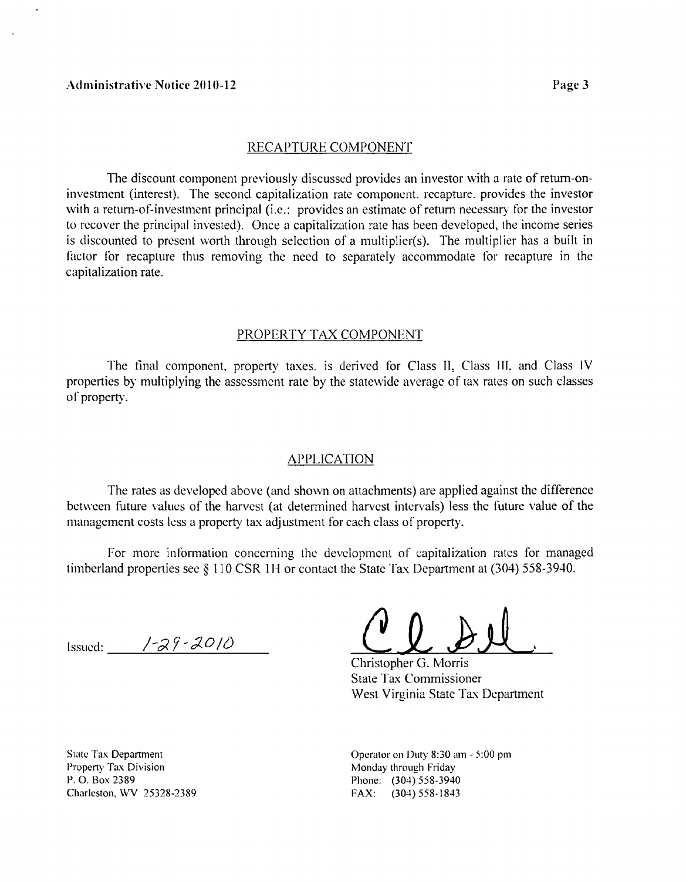## RECAPTURE COMPONENT

The discount component previously discussed provides an investor with a rate of return-on-investment (interest). The second capitalization rate component, recapture, provides the investor with a return-of-investment principal (i.e.: provides an estimate of return necessary for the investor to recover the principal invested). Once a capitalization rate has been developed, the income series is discounted to present worth through selection of a multiplier(s). The multiplier has a built in factor for recapture thus removing the need to separately accommodate for recapture in the capitalization rate.

## PROPERTY TAX COMPONENT

The final component, property taxes, is derived for Class II, Class III, and Class IV properties by multiplying the assessment rate by the statewide average of tax rates on such classes of property.

## APPLICATION

The rates as developed above (and shown on attachments) are applied against the difference between future values of the harvest (at determined harvest intervals) less the future value of the management costs less a property tax adjustment for each class of property.

For more information concerning the development of capitalization rates for managed timberland properties see § 110 CSR 1H or contact the State Tax Department at (304) 558-3940.

Issued: 1-29-2010

Christopher G. Morris
State Tax Commissioner
West Virginia State Tax Department

State Tax Department
Property Tax Division
P. O. Box 2389
Charleston, WV 25328-2389

Operator on Duty 8:30 am - 5:00 pm
Monday through Friday
Phone: (304) 558-3940
FAX: (304) 558-1843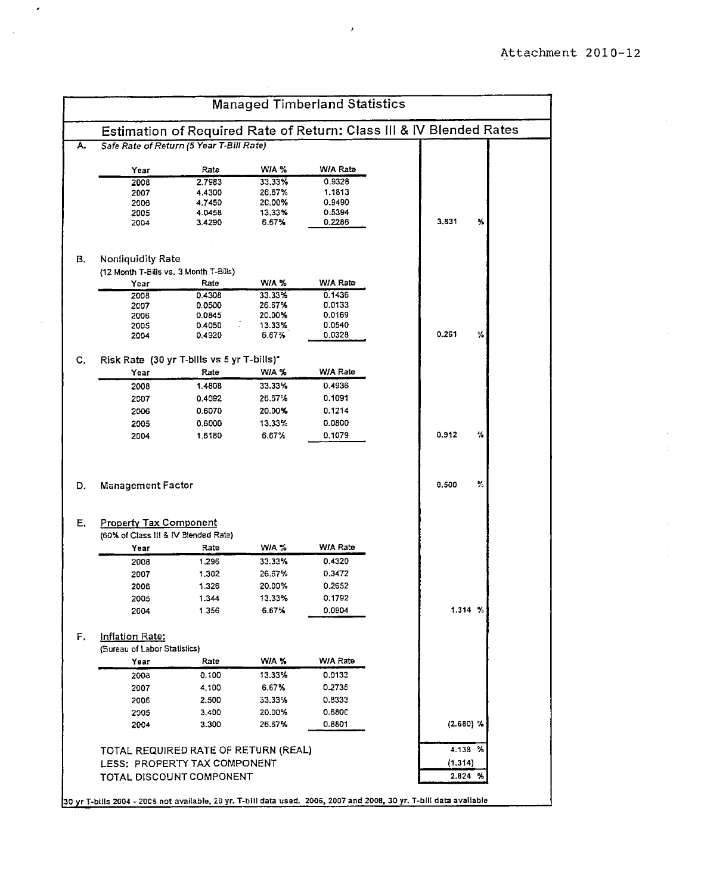Attachment 2010-12

# Managed Timberland Statistics

## Estimation of Required Rate of Return: Class III & IV Blended Rates

**A.** *Safe Rate of Return (5 Year T-Bill Rate)*

| Year | Rate | W/A % | W/A Rate |
|---|---|---|---|
| 2008 | 2.7983 | 33.33% | 0.9328 |
| 2007 | 4.4300 | 26.67% | 1.1813 |
| 2006 | 4.7450 | 20.00% | 0.9490 |
| 2005 | 4.0458 | 13.33% | 0.5394 |
| 2004 | 3.4290 | 6.67% | 0.2286 |

3.831 %

**B.** Nonliquidity Rate

(12 Month T-Bills vs. 3 Month T-Bills)

| Year | Rate | W/A % | W/A Rate |
|---|---|---|---|
| 2008 | 0.4308 | 33.33% | 0.1436 |
| 2007 | 0.0500 | 26.67% | 0.0133 |
| 2006 | 0.0845 | 20.00% | 0.0169 |
| 2005 | 0.4050 | 13.33% | 0.0540 |
| 2004 | 0.4920 | 6.67% | 0.0328 |

0.261 %

**C.** Risk Rate (30 yr T-bills vs 5 yr T-bills)*

| Year | Rate | W/A % | W/A Rate |
|---|---|---|---|
| 2008 | 1.4808 | 33.33% | 0.4936 |
| 2007 | 0.4092 | 26.67% | 0.1091 |
| 2006 | 0.6070 | 20.00% | 0.1214 |
| 2005 | 0.6000 | 13.33% | 0.0800 |
| 2004 | 1.6180 | 6.67% | 0.1079 |

0.912 %

**D.** Management Factor

0.500 %

**E.** Property Tax Component

(60% of Class III & IV Blended Rate)

| Year | Rate | W/A % | W/A Rate |
|---|---|---|---|
| 2008 | 1.296 | 33.33% | 0.4320 |
| 2007 | 1.302 | 26.67% | 0.3472 |
| 2006 | 1.326 | 20.00% | 0.2652 |
| 2005 | 1.344 | 13.33% | 0.1792 |
| 2004 | 1.356 | 6.67% | 0.0904 |

1.314 %

**F.** Inflation Rate:

(Bureau of Labor Statistics)

| Year | Rate | W/A % | W/A Rate |
|---|---|---|---|
| 2008 | 0.100 | 13.33% | 0.0133 |
| 2007 | 4.100 | 6.67% | 0.2735 |
| 2006 | 2.500 | 33.33% | 0.8333 |
| 2005 | 3.400 | 20.00% | 0.6800 |
| 2004 | 3.300 | 26.67% | 0.8801 |

(2.680) %

| | |
|---|---|
| TOTAL REQUIRED RATE OF RETURN (REAL) | 4.138 % |
| LESS: PROPERTY TAX COMPONENT | (1.314) |
| TOTAL DISCOUNT COMPONENT | 2.824 % |

*30 yr T-bills 2004 - 2005 not available, 20 yr. T-bill data used. 2006, 2007 and 2008, 30 yr. T-bill data available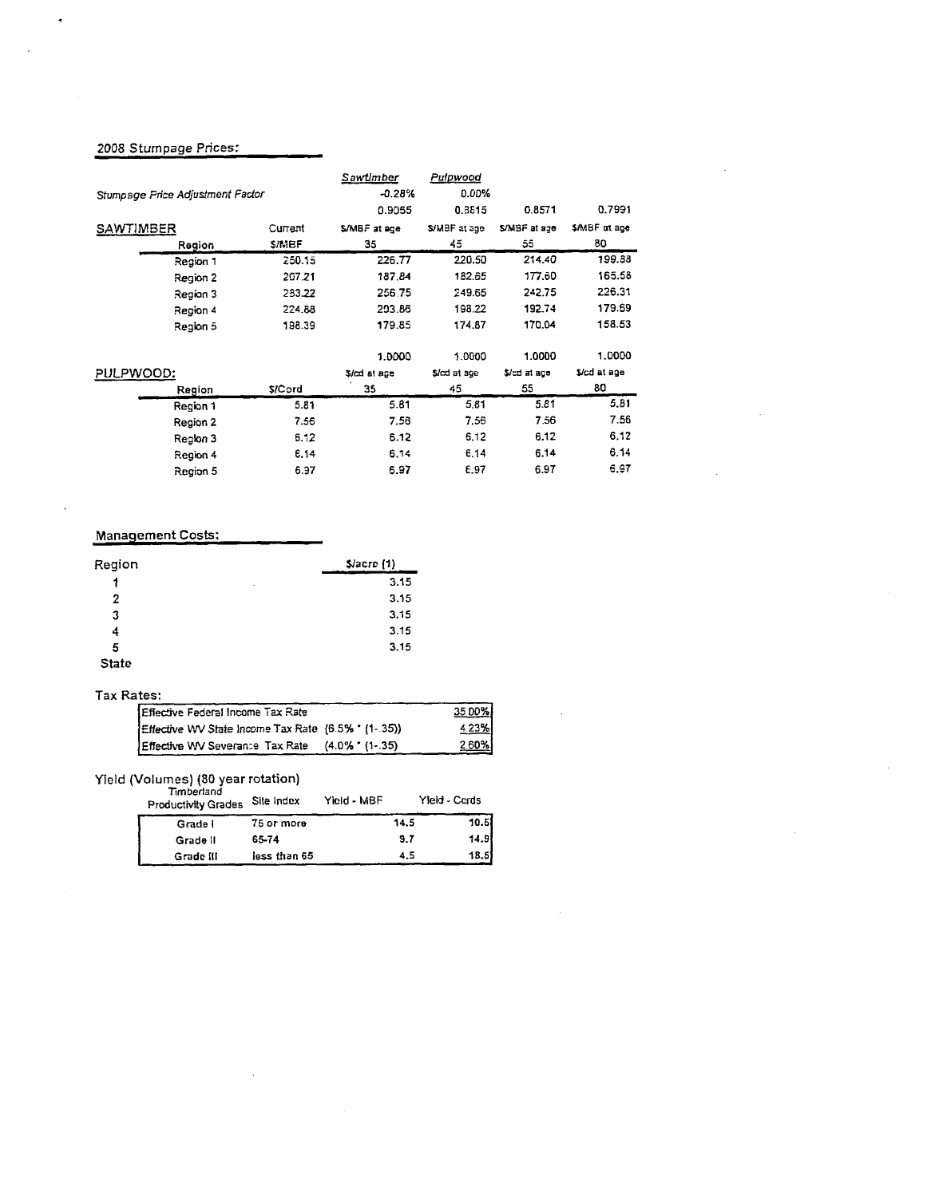## 2008 Stumpage Prices:

| | | *Sawtimber* | *Pulpwood* | | |
|---|---|---|---|---|---|
| *Stumpage Price Adjustment Factor* | | -0.28% | 0.00% | | |
| | | 0.9055 | 0.8815 | 0.8571 | 0.7991 |
| **SAWTIMBER** | Current | $/MBF at age | $/MBF at age | $/MBF at age | $/MBF at age |
| Region | $/MBF | 35 | 45 | 55 | 80 |
| Region 1 | 250.15 | 226.77 | 220.50 | 214.40 | 199.88 |
| Region 2 | 207.21 | 187.84 | 182.65 | 177.60 | 165.58 |
| Region 3 | 283.22 | 256.75 | 249.65 | 242.75 | 226.31 |
| Region 4 | 224.88 | 203.86 | 198.22 | 192.74 | 179.69 |
| Region 5 | 198.39 | 179.85 | 174.87 | 170.04 | 158.53 |

| | | 1.0000 | 1.0000 | 1.0000 | 1.0000 |
|---|---|---|---|---|---|
| **PULPWOOD:** | | $/cd at age | $/cd at age | $/cd at age | $/cd at age |
| Region | $/Cord | 35 | 45 | 55 | 80 |
| Region 1 | 5.81 | 5.81 | 5.81 | 5.81 | 5.81 |
| Region 2 | 7.56 | 7.56 | 7.56 | 7.56 | 7.56 |
| Region 3 | 6.12 | 6.12 | 6.12 | 6.12 | 6.12 |
| Region 4 | 6.14 | 6.14 | 6.14 | 6.14 | 6.14 |
| Region 5 | 6.97 | 6.97 | 6.97 | 6.97 | 6.97 |

## Management Costs:

| Region | $/acre (1) |
|---|---|
| 1 | 3.15 |
| 2 | 3.15 |
| 3 | 3.15 |
| 4 | 3.15 |
| 5 | 3.15 |
| State | |

## Tax Rates:

| | | |
|---|---|---|
| Effective Federal Income Tax Rate | | 35.00% |
| Effective WV State Income Tax Rate | (6.5% * (1-.35)) | 4.23% |
| Effective WV Severance Tax Rate | (4.0% * (1-.35) | 2.60% |

## Yield (Volumes) (80 year rotation)

| Timberland Productivity Grades | Site Index | Yield - MBF | Yield - Cords |
|---|---|---|---|
| Grade I | 75 or more | 14.5 | 10.5 |
| Grade II | 65-74 | 9.7 | 14.9 |
| Grade III | less than 65 | 4.5 | 18.5 |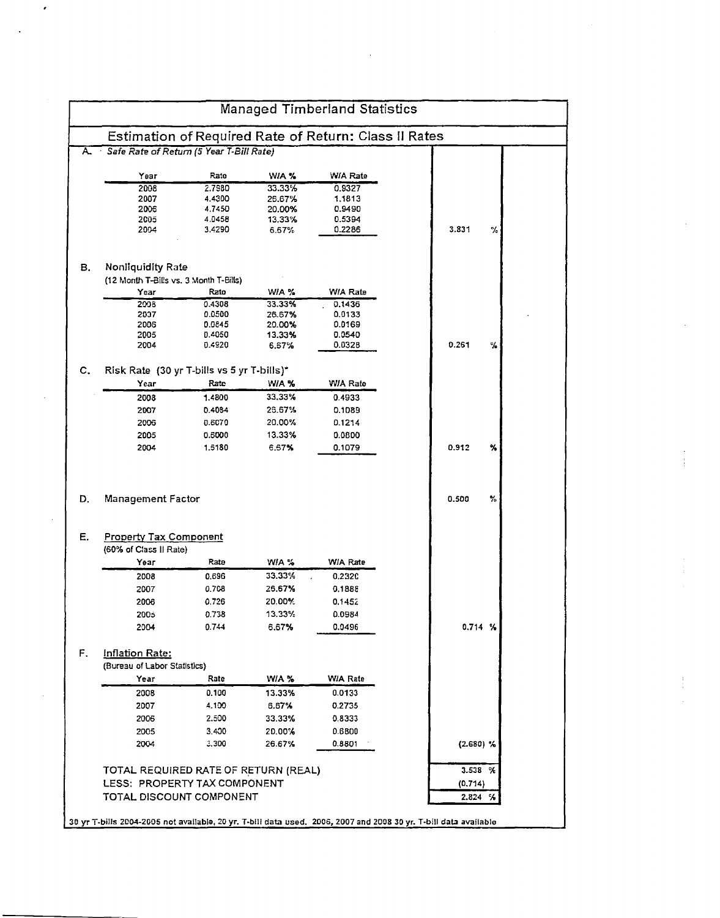# Managed Timberland Statistics

## Estimation of Required Rate of Return: Class II Rates

**A.** *Safe Rate of Return (5 Year T-Bill Rate)*

| Year | Rate | W/A % | W/A Rate | |
|---|---|---|---|---|
| 2008 | 2.7980 | 33.33% | 0.9327 | |
| 2007 | 4.4300 | 26.67% | 1.1813 | |
| 2006 | 4.7450 | 20.00% | 0.9490 | |
| 2005 | 4.0458 | 13.33% | 0.5394 | |
| 2004 | 3.4290 | 6.67% | 0.2286 | 3.831 % |

**B. Nonliquidity Rate**

(12 Month T-Bills vs. 3 Month T-Bills)

| Year | Rate | W/A % | W/A Rate | |
|---|---|---|---|---|
| 2008 | 0.4308 | 33.33% | 0.1436 | |
| 2007 | 0.0500 | 26.67% | 0.0133 | |
| 2006 | 0.0845 | 20.00% | 0.0169 | |
| 2005 | 0.4050 | 13.33% | 0.0540 | |
| 2004 | 0.4920 | 6.67% | 0.0328 | 0.261 % |

**C. Risk Rate (30 yr T-bills vs 5 yr T-bills)***

| Year | Rate | W/A % | W/A Rate | |
|---|---|---|---|---|
| 2008 | 1.4800 | 33.33% | 0.4933 | |
| 2007 | 0.4084 | 26.67% | 0.1089 | |
| 2006 | 0.6070 | 20.00% | 0.1214 | |
| 2005 | 0.6000 | 13.33% | 0.0800 | |
| 2004 | 1.6180 | 6.67% | 0.1079 | 0.912 % |

**D. Management Factor** — 0.500 %

**E. Property Tax Component**

(60% of Class II Rate)

| Year | Rate | W/A % | W/A Rate | |
|---|---|---|---|---|
| 2008 | 0.696 | 33.33% | 0.2320 | |
| 2007 | 0.708 | 26.67% | 0.1888 | |
| 2006 | 0.726 | 20.00% | 0.1452 | |
| 2005 | 0.738 | 13.33% | 0.0984 | |
| 2004 | 0.744 | 6.67% | 0.0496 | 0.714 % |

**F. Inflation Rate:**

(Bureau of Labor Statistics)

| Year | Rate | W/A % | W/A Rate | |
|---|---|---|---|---|
| 2008 | 0.100 | 13.33% | 0.0133 | |
| 2007 | 4.100 | 6.67% | 0.2735 | |
| 2006 | 2.500 | 33.33% | 0.8333 | |
| 2005 | 3.400 | 20.00% | 0.6800 | |
| 2004 | 3.300 | 26.67% | 0.8801 | (2.680) % |

| | |
|---|---|
| TOTAL REQUIRED RATE OF RETURN (REAL) | 3.538 % |
| LESS: PROPERTY TAX COMPONENT | (0.714) |
| TOTAL DISCOUNT COMPONENT | 2.824 % |

30 yr T-bills 2004-2005 not available, 20 yr. T-bill data used. 2006, 2007 and 2008 30 yr. T-bill data available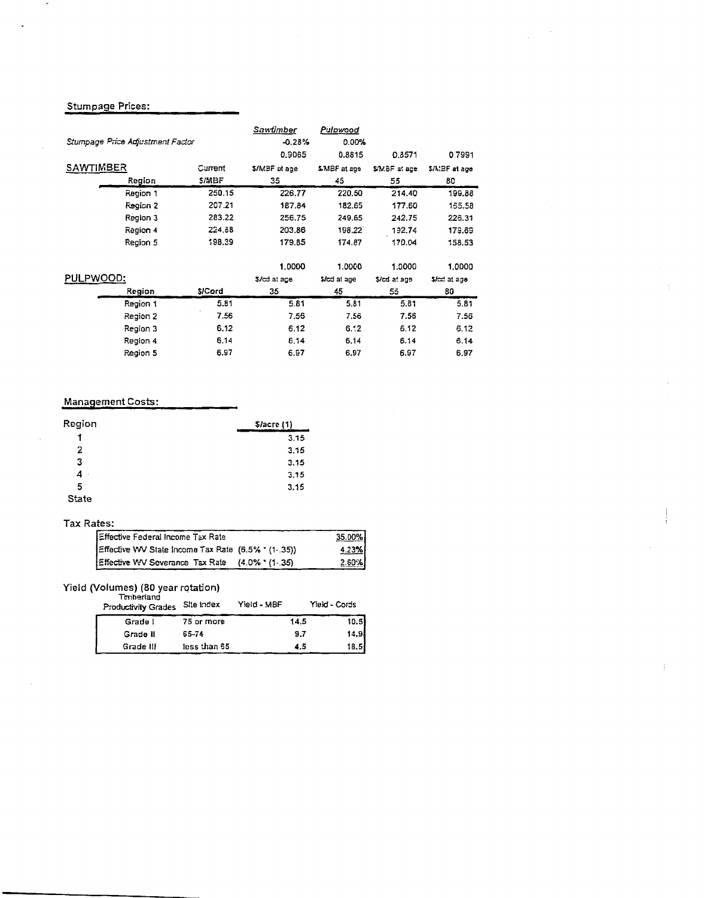## Stumpage Prices:

| | | Sawtimber | Pulpwood | | |
|---|---|---|---|---|---|
| Stumpage Price Adjustment Factor | | -0.28% | 0.00% | | |
| | | 0.9065 | 0.8815 | 0.8571 | 0.7991 |
| SAWTIMBER | Current | $/MBF at age | $/MBF at age | $/MBF at age | $/MBF at age |
| Region | $/MBF | 35 | 45 | 55 | 80 |
| Region 1 | 250.15 | 226.77 | 220.50 | 214.40 | 199.88 |
| Region 2 | 207.21 | 187.84 | 182.65 | 177.60 | 165.58 |
| Region 3 | 283.22 | 256.75 | 249.65 | 242.75 | 226.31 |
| Region 4 | 224.88 | 203.86 | 198.22 | 192.74 | 179.69 |
| Region 5 | 198.39 | 179.85 | 174.87 | 170.04 | 158.53 |
| | | 1.0000 | 1.0000 | 1.0000 | 1.0000 |
| PULPWOOD: | | $/cd at age | $/cd at age | $/cd at age | $/cd at age |
| Region | $/Cord | 35 | 45 | 55 | 80 |
| Region 1 | 5.81 | 5.81 | 5.81 | 5.81 | 5.81 |
| Region 2 | 7.56 | 7.56 | 7.56 | 7.56 | 7.56 |
| Region 3 | 6.12 | 6.12 | 6.12 | 6.12 | 6.12 |
| Region 4 | 6.14 | 6.14 | 6.14 | 6.14 | 6.14 |
| Region 5 | 6.97 | 6.97 | 6.97 | 6.97 | 6.97 |

## Management Costs:

| Region | $/acre (1) |
|---|---|
| 1 | 3.15 |
| 2 | 3.15 |
| 3 | 3.15 |
| 4 | 3.15 |
| 5 | 3.15 |
| State | |

## Tax Rates:

| | |
|---|---|
| Effective Federal Income Tax Rate | 35.00% |
| Effective WV State Income Tax Rate (6.5% * (1-.35)) | 4.23% |
| Effective WV Severance Tax Rate (4.0% * (1-.35) | 2.60% |

## Yield (Volumes) (80 year rotation)

| Timberland Productivity Grades | Site Index | Yield - MBF | Yield - Cords |
|---|---|---|---|
| Grade I | 75 or more | 14.5 | 10.5 |
| Grade II | 65-74 | 9.7 | 14.9 |
| Grade III | less than 65 | 4.5 | 18.5 |